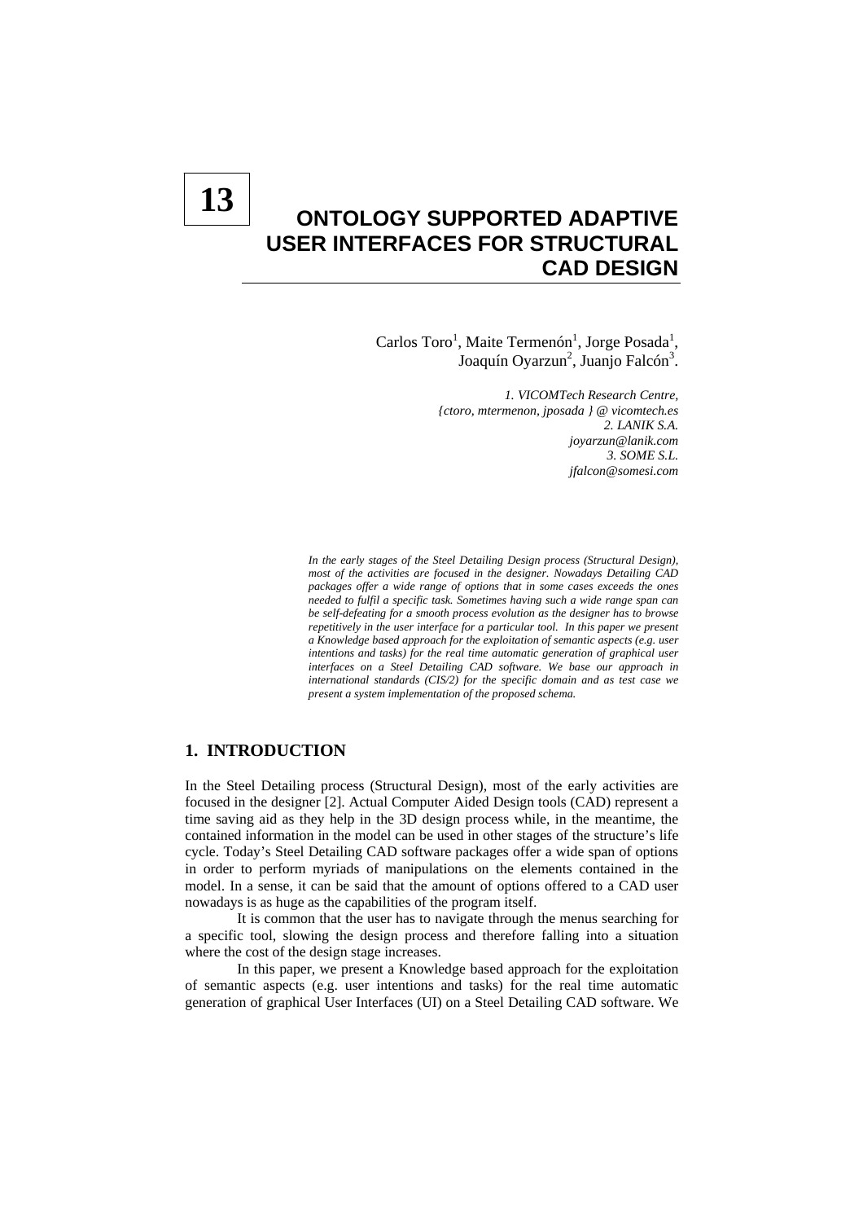**13**

# ONTOLOGY SUPPORTED ADAPTIVE USER INTERFACES FOR STRUCTURAL CAD DESIGN

Carlos Toro[1], Maite Termenón[1], Jorge Posada[1], Joaquín Oyarzun[2], Juanjo Falcón[3].

*1. VICOMTech Research Centre,*
*{ctoro, mtermenon, jposada } @ vicomtech.es*
*2. LANIK S.A.*
*joyarzun@lanik.com*
*3. SOME S.L.*
*jfalcon@somesi.com*

*In the early stages of the Steel Detailing Design process (Structural Design), most of the activities are focused in the designer. Nowadays Detailing CAD packages offer a wide range of options that in some cases exceeds the ones needed to fulfil a specific task. Sometimes having such a wide range span can be self-defeating for a smooth process evolution as the designer has to browse repetitively in the user interface for a particular tool. In this paper we present a Knowledge based approach for the exploitation of semantic aspects (e.g. user intentions and tasks) for the real time automatic generation of graphical user interfaces on a Steel Detailing CAD software. We base our approach in international standards (CIS/2) for the specific domain and as test case we present a system implementation of the proposed schema.*

## 1. INTRODUCTION

In the Steel Detailing process (Structural Design), most of the early activities are focused in the designer [2]. Actual Computer Aided Design tools (CAD) represent a time saving aid as they help in the 3D design process while, in the meantime, the contained information in the model can be used in other stages of the structure's life cycle. Today's Steel Detailing CAD software packages offer a wide span of options in order to perform myriads of manipulations on the elements contained in the model. In a sense, it can be said that the amount of options offered to a CAD user nowadays is as huge as the capabilities of the program itself.

It is common that the user has to navigate through the menus searching for a specific tool, slowing the design process and therefore falling into a situation where the cost of the design stage increases.

In this paper, we present a Knowledge based approach for the exploitation of semantic aspects (e.g. user intentions and tasks) for the real time automatic generation of graphical User Interfaces (UI) on a Steel Detailing CAD software. We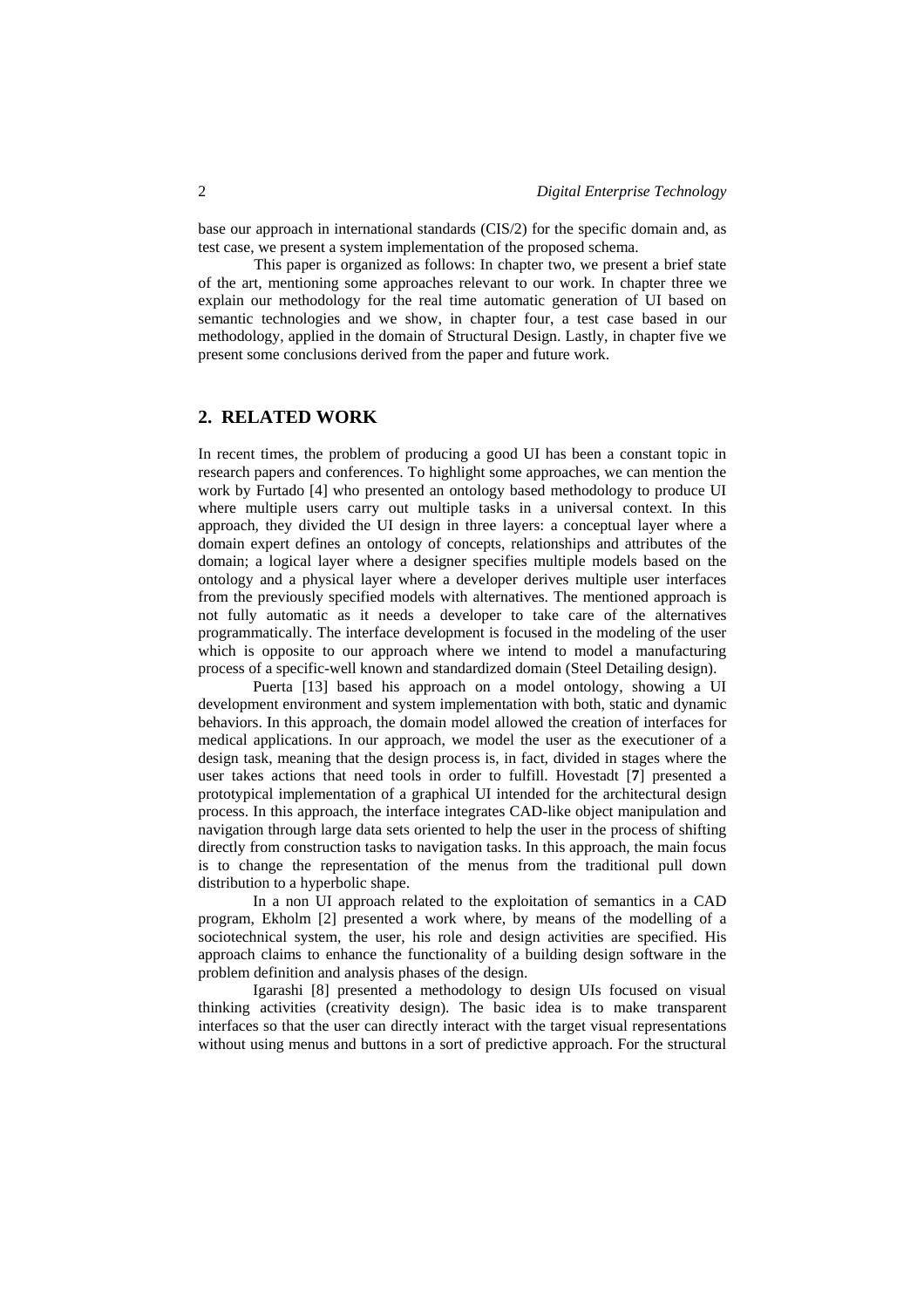base our approach in international standards (CIS/2) for the specific domain and, as test case, we present a system implementation of the proposed schema.

This paper is organized as follows: In chapter two, we present a brief state of the art, mentioning some approaches relevant to our work. In chapter three we explain our methodology for the real time automatic generation of UI based on semantic technologies and we show, in chapter four, a test case based in our methodology, applied in the domain of Structural Design. Lastly, in chapter five we present some conclusions derived from the paper and future work.

## 2. RELATED WORK

In recent times, the problem of producing a good UI has been a constant topic in research papers and conferences. To highlight some approaches, we can mention the work by Furtado [4] who presented an ontology based methodology to produce UI where multiple users carry out multiple tasks in a universal context. In this approach, they divided the UI design in three layers: a conceptual layer where a domain expert defines an ontology of concepts, relationships and attributes of the domain; a logical layer where a designer specifies multiple models based on the ontology and a physical layer where a developer derives multiple user interfaces from the previously specified models with alternatives. The mentioned approach is not fully automatic as it needs a developer to take care of the alternatives programmatically. The interface development is focused in the modeling of the user which is opposite to our approach where we intend to model a manufacturing process of a specific-well known and standardized domain (Steel Detailing design).

Puerta [13] based his approach on a model ontology, showing a UI development environment and system implementation with both, static and dynamic behaviors. In this approach, the domain model allowed the creation of interfaces for medical applications. In our approach, we model the user as the executioner of a design task, meaning that the design process is, in fact, divided in stages where the user takes actions that need tools in order to fulfill. Hovestadt [**7**] presented a prototypical implementation of a graphical UI intended for the architectural design process. In this approach, the interface integrates CAD-like object manipulation and navigation through large data sets oriented to help the user in the process of shifting directly from construction tasks to navigation tasks. In this approach, the main focus is to change the representation of the menus from the traditional pull down distribution to a hyperbolic shape.

In a non UI approach related to the exploitation of semantics in a CAD program, Ekholm [2] presented a work where, by means of the modelling of a sociotechnical system, the user, his role and design activities are specified. His approach claims to enhance the functionality of a building design software in the problem definition and analysis phases of the design.

Igarashi [8] presented a methodology to design UIs focused on visual thinking activities (creativity design). The basic idea is to make transparent interfaces so that the user can directly interact with the target visual representations without using menus and buttons in a sort of predictive approach. For the structural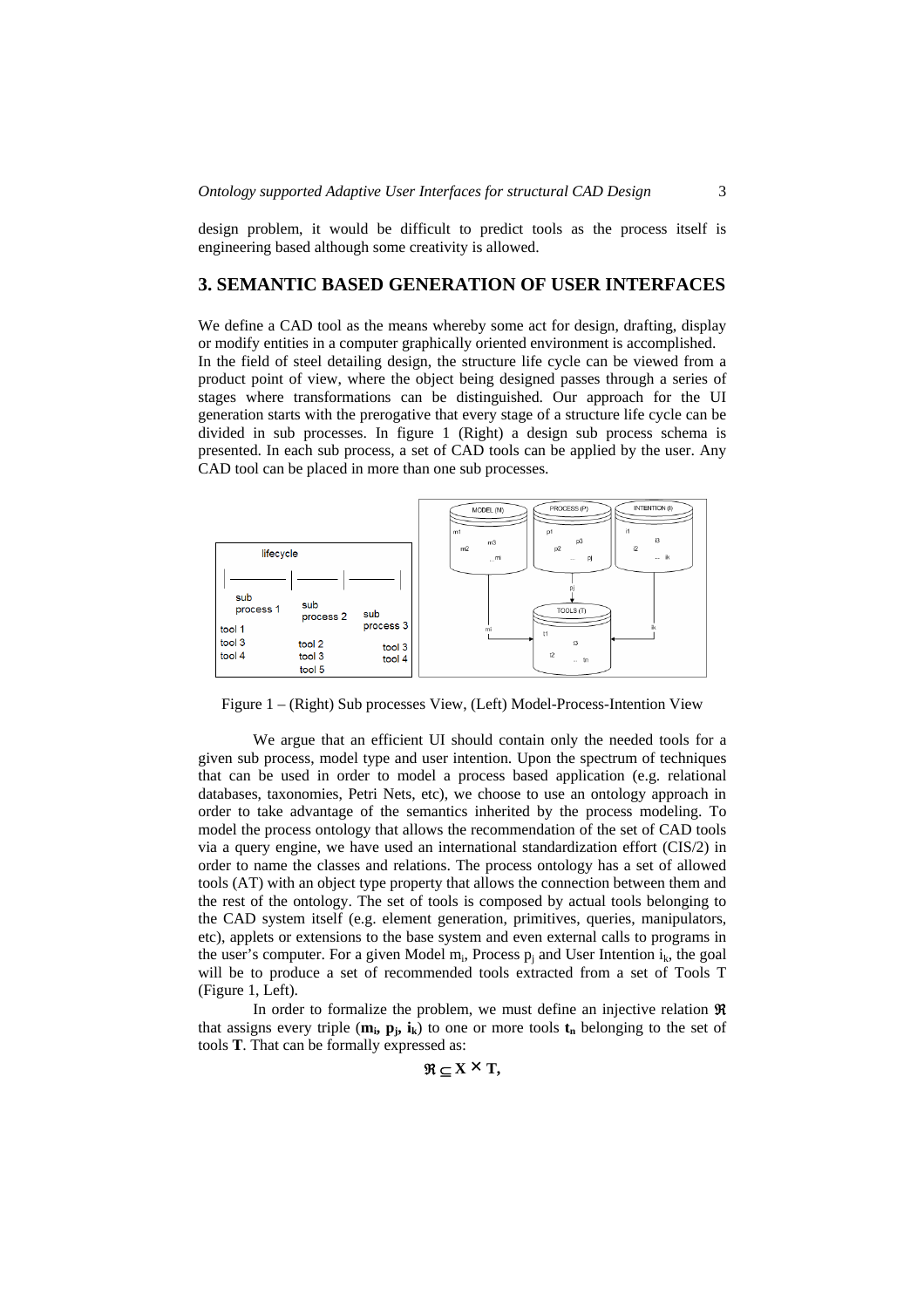design problem, it would be difficult to predict tools as the process itself is engineering based although some creativity is allowed.

## 3. SEMANTIC BASED GENERATION OF USER INTERFACES

We define a CAD tool as the means whereby some act for design, drafting, display or modify entities in a computer graphically oriented environment is accomplished.
In the field of steel detailing design, the structure life cycle can be viewed from a product point of view, where the object being designed passes through a series of stages where transformations can be distinguished. Our approach for the UI generation starts with the prerogative that every stage of a structure life cycle can be divided in sub processes. In figure 1 (Right) a design sub process schema is presented. In each sub process, a set of CAD tools can be applied by the user. Any CAD tool can be placed in more than one sub processes.

Figure 1 – (Right) Sub processes View, (Left) Model-Process-Intention View

We argue that an efficient UI should contain only the needed tools for a given sub process, model type and user intention. Upon the spectrum of techniques that can be used in order to model a process based application (e.g. relational databases, taxonomies, Petri Nets, etc), we choose to use an ontology approach in order to take advantage of the semantics inherited by the process modeling. To model the process ontology that allows the recommendation of the set of CAD tools via a query engine, we have used an international standardization effort (CIS/2) in order to name the classes and relations. The process ontology has a set of allowed tools (AT) with an object type property that allows the connection between them and the rest of the ontology. The set of tools is composed by actual tools belonging to the CAD system itself (e.g. element generation, primitives, queries, manipulators, etc), applets or extensions to the base system and even external calls to programs in the user's computer. For a given Model $m_i$, Process $p_j$ and User Intention $i_k$, the goal will be to produce a set of recommended tools extracted from a set of Tools T (Figure 1, Left).

In order to formalize the problem, we must define an injective relation $\mathfrak{R}$ that assigns every triple ($\mathbf{m_i}$, $\mathbf{p_j}$, $\mathbf{i_k}$) to one or more tools $\mathbf{t_n}$ belonging to the set of tools **T**. That can be formally expressed as:

$$\mathfrak{R} \subseteq \mathbf{X} \times \mathbf{T},$$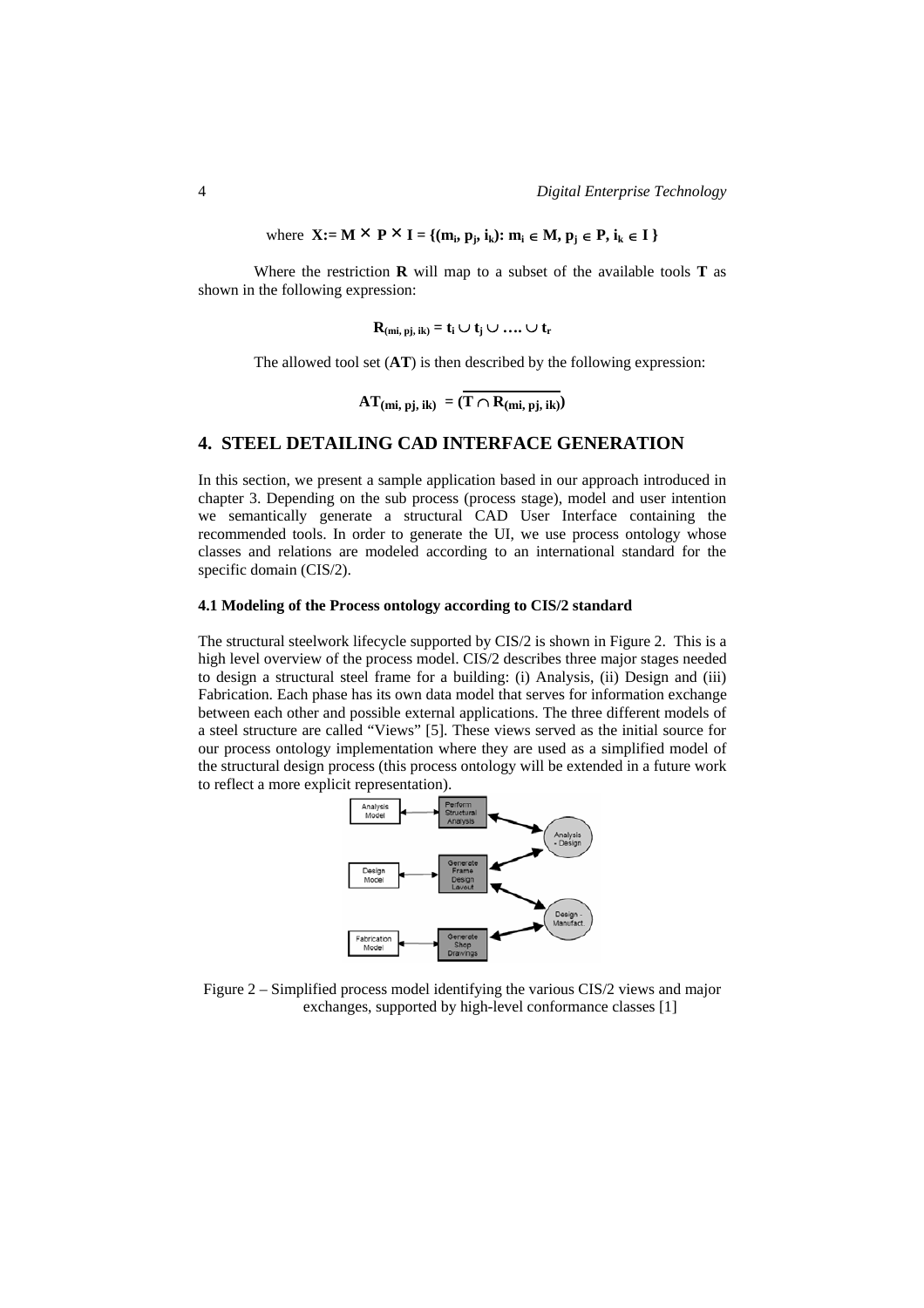where $\mathbf{X := M \times P \times I = \{(m_i, p_j, i_k): m_i \in M, p_j \in P, i_k \in I\}}$

Where the restriction **R** will map to a subset of the available tools **T** as shown in the following expression:

$$\mathbf{R_{(mi,\, pj,\, ik)} = t_i \cup t_j \cup \ldots \cup t_r}$$

The allowed tool set (**AT**) is then described by the following expression:

$$\mathbf{AT_{(mi,\, pj,\, ik)} = \overline{(T \cap R_{(mi,\, pj,\, ik)})}}$$

## 4. STEEL DETAILING CAD INTERFACE GENERATION

In this section, we present a sample application based in our approach introduced in chapter 3. Depending on the sub process (process stage), model and user intention we semantically generate a structural CAD User Interface containing the recommended tools. In order to generate the UI, we use process ontology whose classes and relations are modeled according to an international standard for the specific domain (CIS/2).

### 4.1 Modeling of the Process ontology according to CIS/2 standard

The structural steelwork lifecycle supported by CIS/2 is shown in Figure 2. This is a high level overview of the process model. CIS/2 describes three major stages needed to design a structural steel frame for a building: (i) Analysis, (ii) Design and (iii) Fabrication. Each phase has its own data model that serves for information exchange between each other and possible external applications. The three different models of a steel structure are called "Views" [5]. These views served as the initial source for our process ontology implementation where they are used as a simplified model of the structural design process (this process ontology will be extended in a future work to reflect a more explicit representation).

Figure 2 – Simplified process model identifying the various CIS/2 views and major exchanges, supported by high-level conformance classes [1]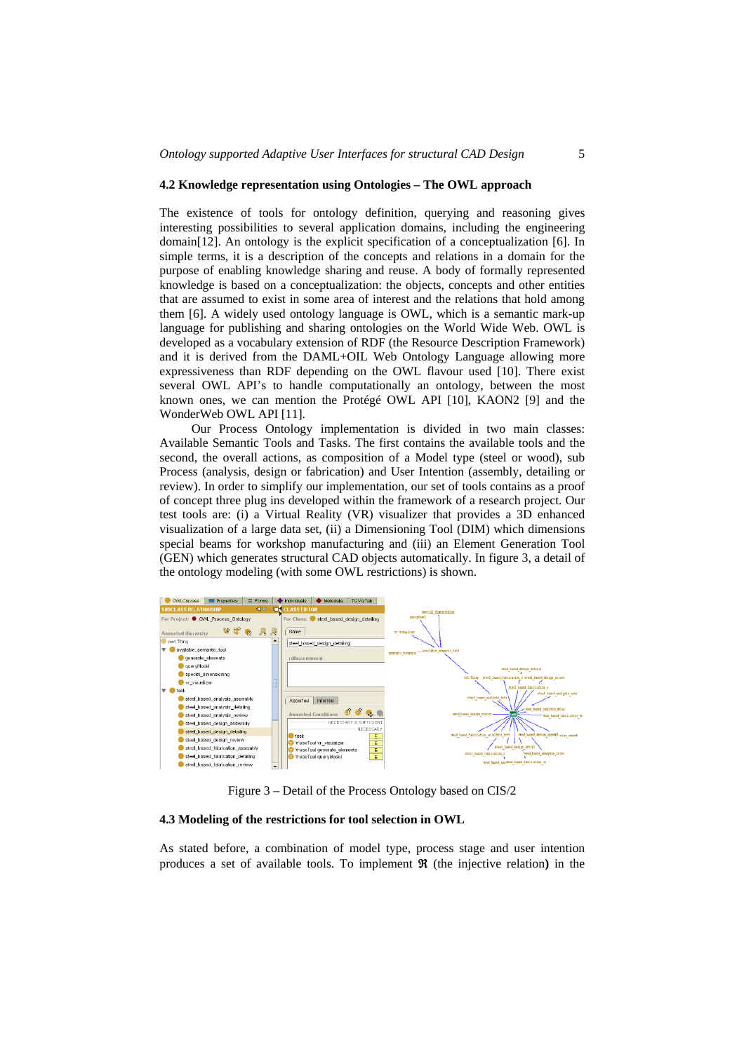## 4.2 Knowledge representation using Ontologies – The OWL approach

The existence of tools for ontology definition, querying and reasoning gives interesting possibilities to several application domains, including the engineering domain[12]. An ontology is the explicit specification of a conceptualization [6]. In simple terms, it is a description of the concepts and relations in a domain for the purpose of enabling knowledge sharing and reuse. A body of formally represented knowledge is based on a conceptualization: the objects, concepts and other entities that are assumed to exist in some area of interest and the relations that hold among them [6]. A widely used ontology language is OWL, which is a semantic mark-up language for publishing and sharing ontologies on the World Wide Web. OWL is developed as a vocabulary extension of RDF (the Resource Description Framework) and it is derived from the DAML+OIL Web Ontology Language allowing more expressiveness than RDF depending on the OWL flavour used [10]. There exist several OWL API's to handle computationally an ontology, between the most known ones, we can mention the Protégé OWL API [10], KAON2 [9] and the WonderWeb OWL API [11].

Our Process Ontology implementation is divided in two main classes: Available Semantic Tools and Tasks. The first contains the available tools and the second, the overall actions, as composition of a Model type (steel or wood), sub Process (analysis, design or fabrication) and User Intention (assembly, detailing or review). In order to simplify our implementation, our set of tools contains as a proof of concept three plug ins developed within the framework of a research project. Our test tools are: (i) a Virtual Reality (VR) visualizer that provides a 3D enhanced visualization of a large data set, (ii) a Dimensioning Tool (DIM) which dimensions special beams for workshop manufacturing and (iii) an Element Generation Tool (GEN) which generates structural CAD objects automatically. In figure 3, a detail of the ontology modeling (with some OWL restrictions) is shown.

Figure 3 – Detail of the Process Ontology based on CIS/2

## 4.3 Modeling of the restrictions for tool selection in OWL

As stated before, a combination of model type, process stage and user intention produces a set of available tools. To implement $\mathfrak{R}$ (the injective relation**)** in the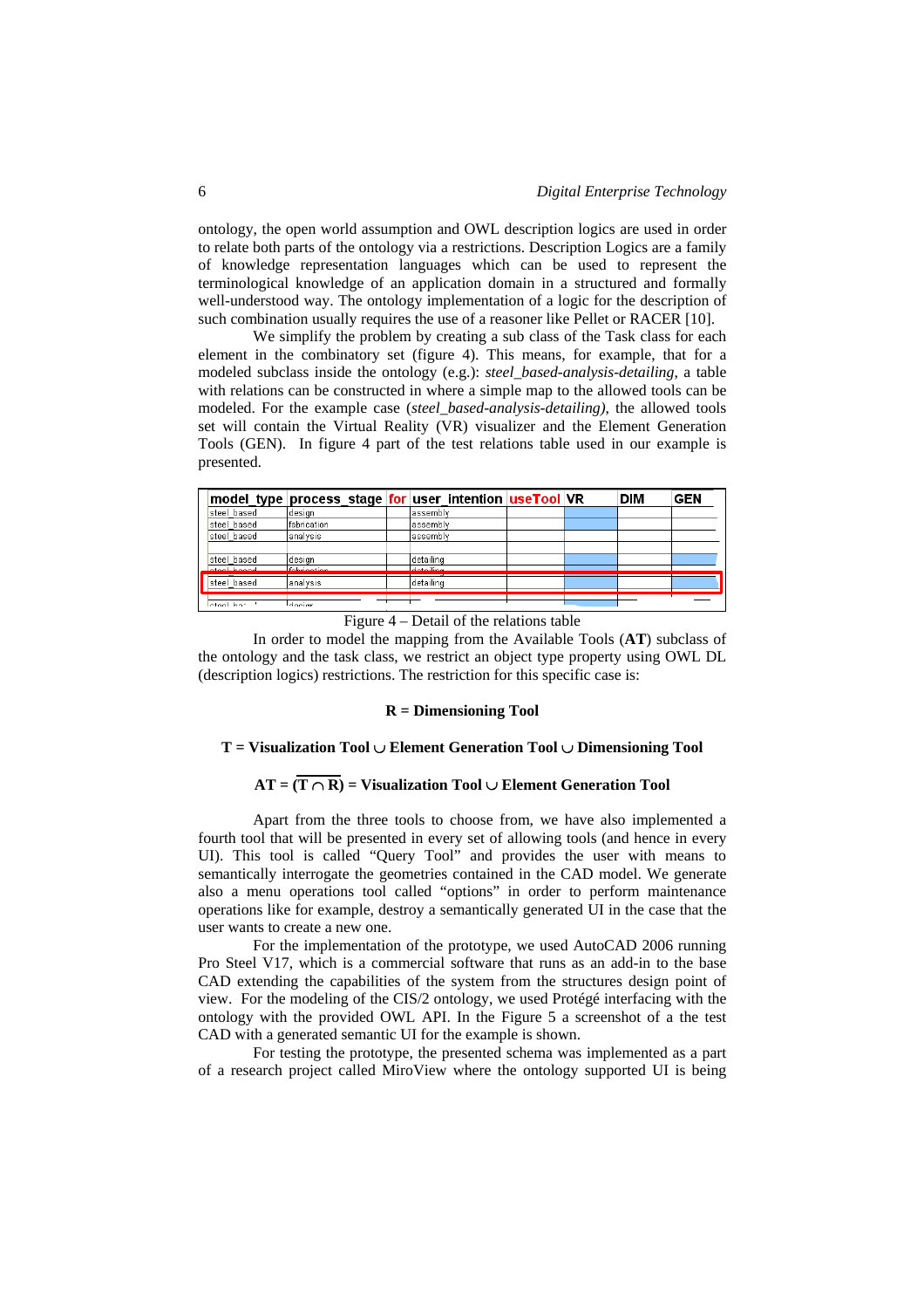ontology, the open world assumption and OWL description logics are used in order to relate both parts of the ontology via a restrictions. Description Logics are a family of knowledge representation languages which can be used to represent the terminological knowledge of an application domain in a structured and formally well-understood way. The ontology implementation of a logic for the description of such combination usually requires the use of a reasoner like Pellet or RACER [10].

We simplify the problem by creating a sub class of the Task class for each element in the combinatory set (figure 4). This means, for example, that for a modeled subclass inside the ontology (e.g.): *steel_based-analysis-detailing*, a table with relations can be constructed in where a simple map to the allowed tools can be modeled. For the example case (*steel_based-analysis-detailing)*, the allowed tools set will contain the Virtual Reality (VR) visualizer and the Element Generation Tools (GEN). In figure 4 part of the test relations table used in our example is presented.

| model_type | process_stage | for | user_intention | useTool | VR | DIM | GEN |
|---|---|---|---|---|---|---|---|
| steel_based | design | | assembly | | | | |
| steel_based | fabrication | | assembly | | | | |
| steel_based | analysis | | assembly | | | | |
| | | | | | | | |
| steel_based | design | | detailing | | | | |
| steel_based | fabrication | | detailing | | | | |
| steel_based | analysis | | detailing | | | | |
| steel_based | design | | | | | | |

Figure 4 – Detail of the relations table

In order to model the mapping from the Available Tools (**AT**) subclass of the ontology and the task class, we restrict an object type property using OWL DL (description logics) restrictions. The restriction for this specific case is:

$$\mathbf{R = \text{Dimensioning Tool}}$$

$$\mathbf{T = \text{Visualization Tool} \cup \text{Element Generation Tool} \cup \text{Dimensioning Tool}}$$

$$\mathbf{AT = \overline{(T \cap R)} = \text{Visualization Tool} \cup \text{Element Generation Tool}}$$

Apart from the three tools to choose from, we have also implemented a fourth tool that will be presented in every set of allowing tools (and hence in every UI). This tool is called "Query Tool" and provides the user with means to semantically interrogate the geometries contained in the CAD model. We generate also a menu operations tool called "options" in order to perform maintenance operations like for example, destroy a semantically generated UI in the case that the user wants to create a new one.

For the implementation of the prototype, we used AutoCAD 2006 running Pro Steel V17, which is a commercial software that runs as an add-in to the base CAD extending the capabilities of the system from the structures design point of view. For the modeling of the CIS/2 ontology, we used Protégé interfacing with the ontology with the provided OWL API. In the Figure 5 a screenshot of a the test CAD with a generated semantic UI for the example is shown.

For testing the prototype, the presented schema was implemented as a part of a research project called MiroView where the ontology supported UI is being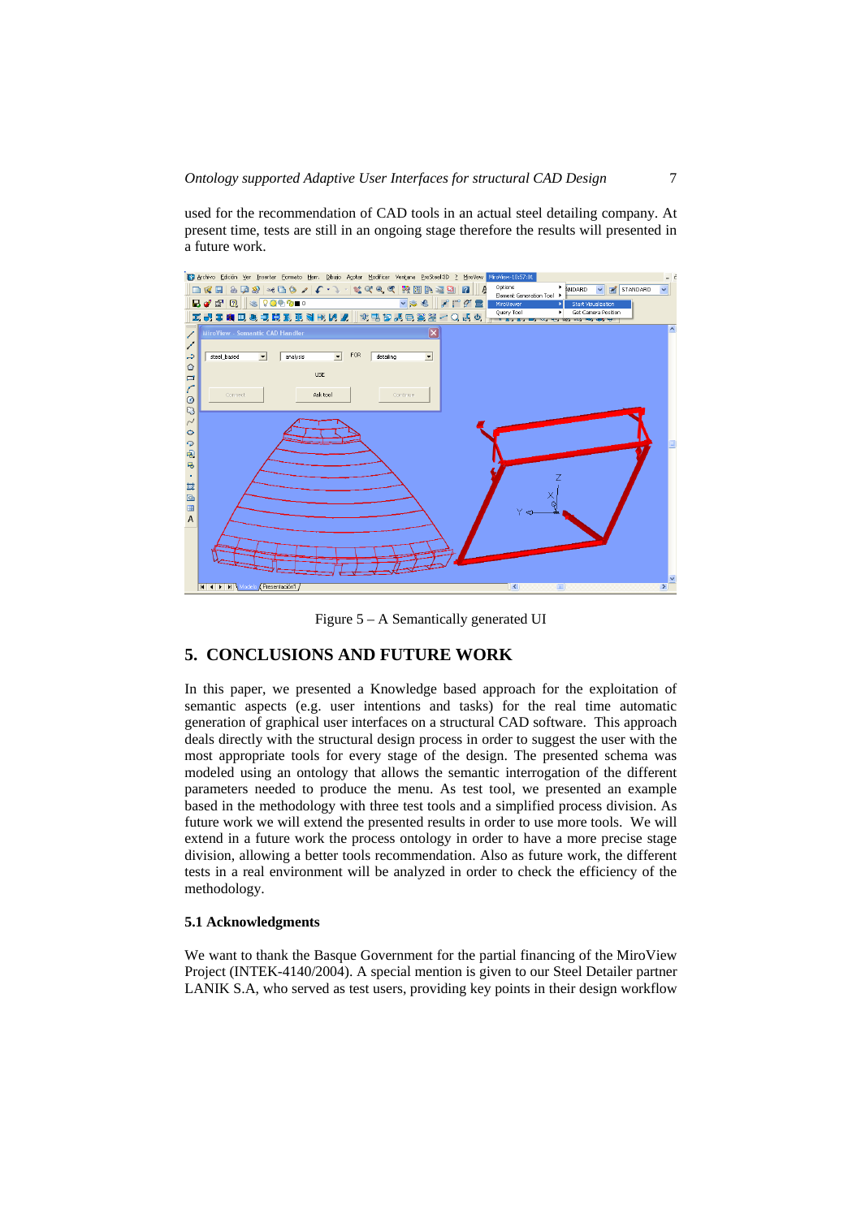used for the recommendation of CAD tools in an actual steel detailing company. At present time, tests are still in an ongoing stage therefore the results will presented in a future work.

Figure 5 – A Semantically generated UI

## 5. CONCLUSIONS AND FUTURE WORK

In this paper, we presented a Knowledge based approach for the exploitation of semantic aspects (e.g. user intentions and tasks) for the real time automatic generation of graphical user interfaces on a structural CAD software. This approach deals directly with the structural design process in order to suggest the user with the most appropriate tools for every stage of the design. The presented schema was modeled using an ontology that allows the semantic interrogation of the different parameters needed to produce the menu. As test tool, we presented an example based in the methodology with three test tools and a simplified process division. As future work we will extend the presented results in order to use more tools. We will extend in a future work the process ontology in order to have a more precise stage division, allowing a better tools recommendation. Also as future work, the different tests in a real environment will be analyzed in order to check the efficiency of the methodology.

### 5.1 Acknowledgments

We want to thank the Basque Government for the partial financing of the MiroView Project (INTEK-4140/2004). A special mention is given to our Steel Detailer partner LANIK S.A, who served as test users, providing key points in their design workflow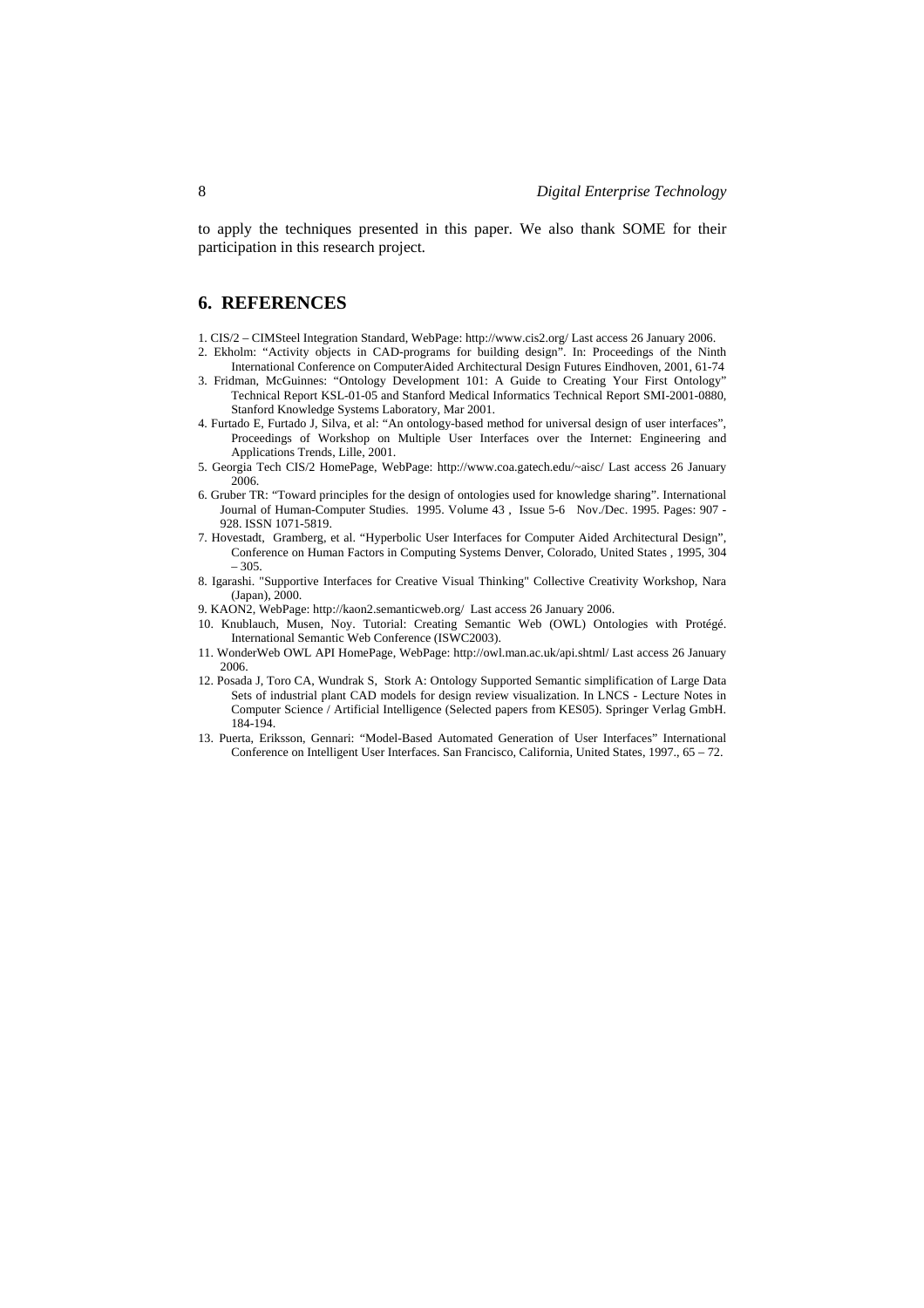to apply the techniques presented in this paper. We also thank SOME for their participation in this research project.

## 6. REFERENCES

1. CIS/2 – CIMSteel Integration Standard, WebPage: http://www.cis2.org/ Last access 26 January 2006.
2. Ekholm: "Activity objects in CAD-programs for building design". In: Proceedings of the Ninth International Conference on ComputerAided Architectural Design Futures Eindhoven, 2001, 61-74
3. Fridman, McGuinnes: "Ontology Development 101: A Guide to Creating Your First Ontology" Technical Report KSL-01-05 and Stanford Medical Informatics Technical Report SMI-2001-0880, Stanford Knowledge Systems Laboratory, Mar 2001.
4. Furtado E, Furtado J, Silva, et al: "An ontology-based method for universal design of user interfaces", Proceedings of Workshop on Multiple User Interfaces over the Internet: Engineering and Applications Trends, Lille, 2001.
5. Georgia Tech CIS/2 HomePage, WebPage: http://www.coa.gatech.edu/~aisc/ Last access 26 January 2006.
6. Gruber TR: "Toward principles for the design of ontologies used for knowledge sharing". International Journal of Human-Computer Studies. 1995. Volume 43 , Issue 5-6 Nov./Dec. 1995. Pages: 907 - 928. ISSN 1071-5819.
7. Hovestadt, Gramberg, et al. "Hyperbolic User Interfaces for Computer Aided Architectural Design", Conference on Human Factors in Computing Systems Denver, Colorado, United States , 1995, 304 – 305.
8. Igarashi. "Supportive Interfaces for Creative Visual Thinking" Collective Creativity Workshop, Nara (Japan), 2000.
9. KAON2, WebPage: http://kaon2.semanticweb.org/ Last access 26 January 2006.
10. Knublauch, Musen, Noy. Tutorial: Creating Semantic Web (OWL) Ontologies with Protégé. International Semantic Web Conference (ISWC2003).
11. WonderWeb OWL API HomePage, WebPage: http://owl.man.ac.uk/api.shtml/ Last access 26 January 2006.
12. Posada J, Toro CA, Wundrak S, Stork A: Ontology Supported Semantic simplification of Large Data Sets of industrial plant CAD models for design review visualization. In LNCS - Lecture Notes in Computer Science / Artificial Intelligence (Selected papers from KES05). Springer Verlag GmbH. 184-194.
13. Puerta, Eriksson, Gennari: "Model-Based Automated Generation of User Interfaces" International Conference on Intelligent User Interfaces. San Francisco, California, United States, 1997., 65 – 72.